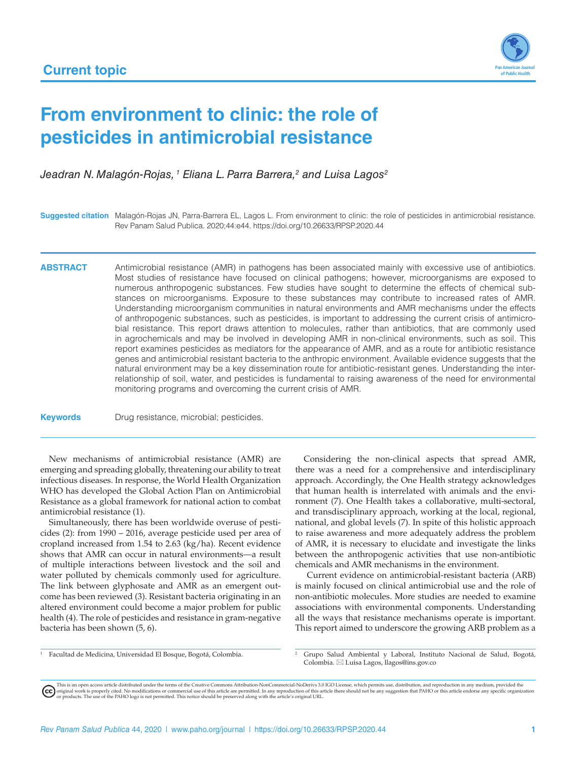Current topic

# From environment to clinic: the role of pesticides in antimicrobial resistance

*Jeadran N. Malagón-Rojas,[1] Eliana L. Parra Barrera,[2] and Luisa Lagos[2]*

**Suggested citation** Malagón-Rojas JN, Parra-Barrera EL, Lagos L. From environment to clinic: the role of pesticides in antimicrobial resistance. Rev Panam Salud Publica. 2020;44:e44. https://doi.org/10.26633/RPSP.2020.44

**ABSTRACT** Antimicrobial resistance (AMR) in pathogens has been associated mainly with excessive use of antibiotics. Most studies of resistance have focused on clinical pathogens; however, microorganisms are exposed to numerous anthropogenic substances. Few studies have sought to determine the effects of chemical substances on microorganisms. Exposure to these substances may contribute to increased rates of AMR. Understanding microorganism communities in natural environments and AMR mechanisms under the effects of anthropogenic substances, such as pesticides, is important to addressing the current crisis of antimicrobial resistance. This report draws attention to molecules, rather than antibiotics, that are commonly used in agrochemicals and may be involved in developing AMR in non-clinical environments, such as soil. This report examines pesticides as mediators for the appearance of AMR, and as a route for antibiotic resistance genes and antimicrobial resistant bacteria to the anthropic environment. Available evidence suggests that the natural environment may be a key dissemination route for antibiotic-resistant genes. Understanding the interrelationship of soil, water, and pesticides is fundamental to raising awareness of the need for environmental monitoring programs and overcoming the current crisis of AMR.

**Keywords** Drug resistance, microbial; pesticides.

New mechanisms of antimicrobial resistance (AMR) are emerging and spreading globally, threatening our ability to treat infectious diseases. In response, the World Health Organization WHO has developed the Global Action Plan on Antimicrobial Resistance as a global framework for national action to combat antimicrobial resistance (1).

Simultaneously, there has been worldwide overuse of pesticides (2): from 1990 – 2016, average pesticide used per area of cropland increased from 1.54 to 2.63 (kg/ha). Recent evidence shows that AMR can occur in natural environments—a result of multiple interactions between livestock and the soil and water polluted by chemicals commonly used for agriculture. The link between glyphosate and AMR as an emergent outcome has been reviewed (3). Resistant bacteria originating in an altered environment could become a major problem for public health (4). The role of pesticides and resistance in gram-negative bacteria has been shown (5, 6).

Considering the non-clinical aspects that spread AMR, there was a need for a comprehensive and interdisciplinary approach. Accordingly, the One Health strategy acknowledges that human health is interrelated with animals and the environment (7). One Health takes a collaborative, multi-sectoral, and transdisciplinary approach, working at the local, regional, national, and global levels (7). In spite of this holistic approach to raise awareness and more adequately address the problem of AMR, it is necessary to elucidate and investigate the links between the anthropogenic activities that use non-antibiotic chemicals and AMR mechanisms in the environment.

Current evidence on antimicrobial-resistant bacteria (ARB) is mainly focused on clinical antimicrobial use and the role of non-antibiotic molecules. More studies are needed to examine associations with environmental components. Understanding all the ways that resistance mechanisms operate is important. This report aimed to underscore the growing ARB problem as a

[1] Facultad de Medicina, Universidad El Bosque, Bogotá, Colombia.

[2] Grupo Salud Ambiental y Laboral, Instituto Nacional de Salud, Bogotá, Colombia. ✉ Luisa Lagos, llagos@ins.gov.co

This is an open access article distributed under the terms of the Creative Commons Attribution-NonCommercial-NoDerivs 3.0 IGO License, which permits use, distribution, and reproduction in any medium, provided the original work is properly cited. No modifications or commercial use of this article are permitted. In any reproduction of this article there should not be any suggestion that PAHO or this article endorse any specific organization or products. The use of the PAHO logo is not permitted. This notice should be preserved along with the article's original URL.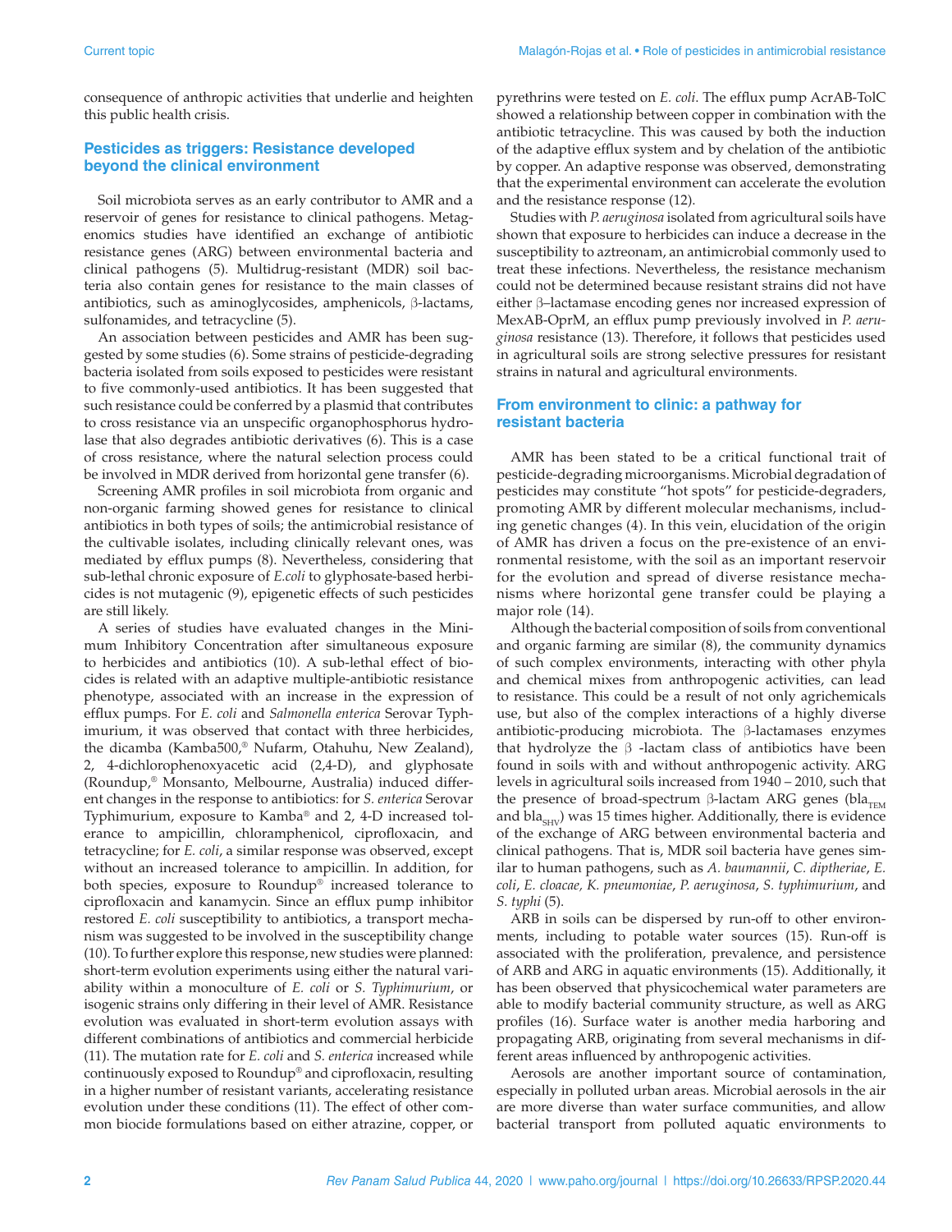consequence of anthropic activities that underlie and heighten this public health crisis.

## Pesticides as triggers: Resistance developed beyond the clinical environment

Soil microbiota serves as an early contributor to AMR and a reservoir of genes for resistance to clinical pathogens. Metagenomics studies have identified an exchange of antibiotic resistance genes (ARG) between environmental bacteria and clinical pathogens (5). Multidrug-resistant (MDR) soil bacteria also contain genes for resistance to the main classes of antibiotics, such as aminoglycosides, amphenicols, β-lactams, sulfonamides, and tetracycline (5).

An association between pesticides and AMR has been suggested by some studies (6). Some strains of pesticide-degrading bacteria isolated from soils exposed to pesticides were resistant to five commonly-used antibiotics. It has been suggested that such resistance could be conferred by a plasmid that contributes to cross resistance via an unspecific organophosphorus hydrolase that also degrades antibiotic derivatives (6). This is a case of cross resistance, where the natural selection process could be involved in MDR derived from horizontal gene transfer (6).

Screening AMR profiles in soil microbiota from organic and non-organic farming showed genes for resistance to clinical antibiotics in both types of soils; the antimicrobial resistance of the cultivable isolates, including clinically relevant ones, was mediated by efflux pumps (8). Nevertheless, considering that sub-lethal chronic exposure of *E.coli* to glyphosate-based herbicides is not mutagenic (9), epigenetic effects of such pesticides are still likely.

A series of studies have evaluated changes in the Minimum Inhibitory Concentration after simultaneous exposure to herbicides and antibiotics (10). A sub-lethal effect of biocides is related with an adaptive multiple-antibiotic resistance phenotype, associated with an increase in the expression of efflux pumps. For *E. coli* and *Salmonella enterica* Serovar Typhimurium, it was observed that contact with three herbicides, the dicamba (Kamba500,® Nufarm, Otahuhu, New Zealand), 2, 4-dichlorophenoxyacetic acid (2,4-D), and glyphosate (Roundup,® Monsanto, Melbourne, Australia) induced different changes in the response to antibiotics: for *S. enterica* Serovar Typhimurium, exposure to Kamba® and 2, 4-D increased tolerance to ampicillin, chloramphenicol, ciprofloxacin, and tetracycline; for *E. coli*, a similar response was observed, except without an increased tolerance to ampicillin. In addition, for both species, exposure to Roundup® increased tolerance to ciprofloxacin and kanamycin. Since an efflux pump inhibitor restored *E. coli* susceptibility to antibiotics, a transport mechanism was suggested to be involved in the susceptibility change (10). To further explore this response, new studies were planned: short-term evolution experiments using either the natural variability within a monoculture of *E. coli* or *S. Typhimurium*, or isogenic strains only differing in their level of AMR. Resistance evolution was evaluated in short-term evolution assays with different combinations of antibiotics and commercial herbicide (11). The mutation rate for *E. coli* and *S. enterica* increased while continuously exposed to Roundup® and ciprofloxacin, resulting in a higher number of resistant variants, accelerating resistance evolution under these conditions (11). The effect of other common biocide formulations based on either atrazine, copper, or pyrethrins were tested on *E. coli*. The efflux pump AcrAB-TolC showed a relationship between copper in combination with the antibiotic tetracycline. This was caused by both the induction of the adaptive efflux system and by chelation of the antibiotic by copper. An adaptive response was observed, demonstrating that the experimental environment can accelerate the evolution and the resistance response (12).

Studies with *P. aeruginosa* isolated from agricultural soils have shown that exposure to herbicides can induce a decrease in the susceptibility to aztreonam, an antimicrobial commonly used to treat these infections. Nevertheless, the resistance mechanism could not be determined because resistant strains did not have either β–lactamase encoding genes nor increased expression of MexAB-OprM, an efflux pump previously involved in *P. aeruginosa* resistance (13). Therefore, it follows that pesticides used in agricultural soils are strong selective pressures for resistant strains in natural and agricultural environments.

## From environment to clinic: a pathway for resistant bacteria

AMR has been stated to be a critical functional trait of pesticide-degrading microorganisms. Microbial degradation of pesticides may constitute "hot spots" for pesticide-degraders, promoting AMR by different molecular mechanisms, including genetic changes (4). In this vein, elucidation of the origin of AMR has driven a focus on the pre-existence of an environmental resistome, with the soil as an important reservoir for the evolution and spread of diverse resistance mechanisms where horizontal gene transfer could be playing a major role (14).

Although the bacterial composition of soils from conventional and organic farming are similar (8), the community dynamics of such complex environments, interacting with other phyla and chemical mixes from anthropogenic activities, can lead to resistance. This could be a result of not only agrichemicals use, but also of the complex interactions of a highly diverse antibiotic-producing microbiota. The β-lactamases enzymes that hydrolyze the β -lactam class of antibiotics have been found in soils with and without anthropogenic activity. ARG levels in agricultural soils increased from 1940 – 2010, such that the presence of broad-spectrum β-lactam ARG genes ($bla_{TEM}$ and $bla_{SHV}$) was 15 times higher. Additionally, there is evidence of the exchange of ARG between environmental bacteria and clinical pathogens. That is, MDR soil bacteria have genes similar to human pathogens, such as *A. baumannii*, *C. diptheriae*, *E. coli*, *E. cloacae, K. pneumoniae*, *P. aeruginosa*, *S. typhimurium*, and *S. typhi* (5).

ARB in soils can be dispersed by run-off to other environments, including to potable water sources (15). Run-off is associated with the proliferation, prevalence, and persistence of ARB and ARG in aquatic environments (15). Additionally, it has been observed that physicochemical water parameters are able to modify bacterial community structure, as well as ARG profiles (16). Surface water is another media harboring and propagating ARB, originating from several mechanisms in different areas influenced by anthropogenic activities.

Aerosols are another important source of contamination, especially in polluted urban areas. Microbial aerosols in the air are more diverse than water surface communities, and allow bacterial transport from polluted aquatic environments to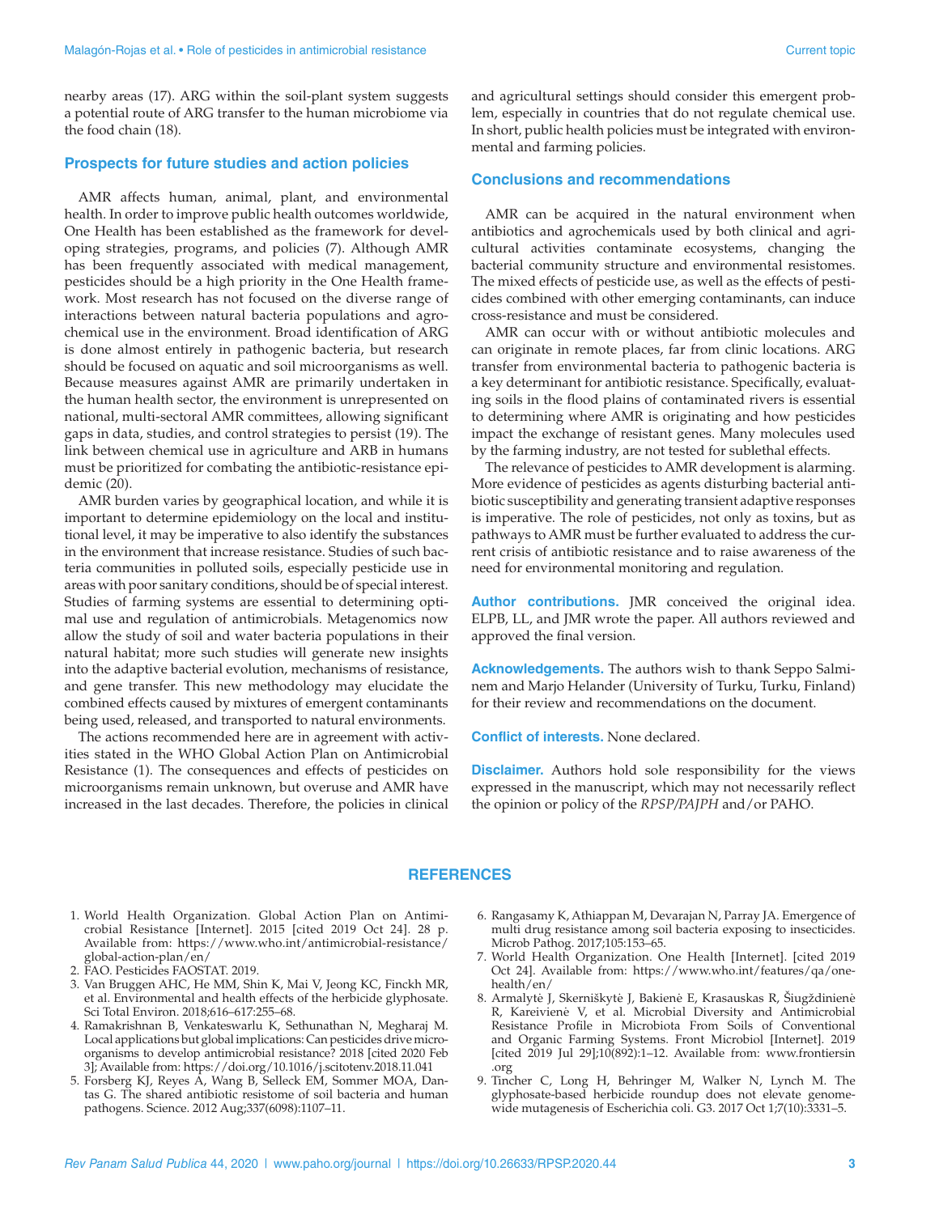nearby areas (17). ARG within the soil-plant system suggests a potential route of ARG transfer to the human microbiome via the food chain (18).

## Prospects for future studies and action policies

AMR affects human, animal, plant, and environmental health. In order to improve public health outcomes worldwide, One Health has been established as the framework for developing strategies, programs, and policies (7). Although AMR has been frequently associated with medical management, pesticides should be a high priority in the One Health framework. Most research has not focused on the diverse range of interactions between natural bacteria populations and agrochemical use in the environment. Broad identification of ARG is done almost entirely in pathogenic bacteria, but research should be focused on aquatic and soil microorganisms as well. Because measures against AMR are primarily undertaken in the human health sector, the environment is unrepresented on national, multi-sectoral AMR committees, allowing significant gaps in data, studies, and control strategies to persist (19). The link between chemical use in agriculture and ARB in humans must be prioritized for combating the antibiotic-resistance epidemic (20).

AMR burden varies by geographical location, and while it is important to determine epidemiology on the local and institutional level, it may be imperative to also identify the substances in the environment that increase resistance. Studies of such bacteria communities in polluted soils, especially pesticide use in areas with poor sanitary conditions, should be of special interest. Studies of farming systems are essential to determining optimal use and regulation of antimicrobials. Metagenomics now allow the study of soil and water bacteria populations in their natural habitat; more such studies will generate new insights into the adaptive bacterial evolution, mechanisms of resistance, and gene transfer. This new methodology may elucidate the combined effects caused by mixtures of emergent contaminants being used, released, and transported to natural environments.

The actions recommended here are in agreement with activities stated in the WHO Global Action Plan on Antimicrobial Resistance (1). The consequences and effects of pesticides on microorganisms remain unknown, but overuse and AMR have increased in the last decades. Therefore, the policies in clinical and agricultural settings should consider this emergent problem, especially in countries that do not regulate chemical use. In short, public health policies must be integrated with environmental and farming policies.

## Conclusions and recommendations

AMR can be acquired in the natural environment when antibiotics and agrochemicals used by both clinical and agricultural activities contaminate ecosystems, changing the bacterial community structure and environmental resistomes. The mixed effects of pesticide use, as well as the effects of pesticides combined with other emerging contaminants, can induce cross-resistance and must be considered.

AMR can occur with or without antibiotic molecules and can originate in remote places, far from clinic locations. ARG transfer from environmental bacteria to pathogenic bacteria is a key determinant for antibiotic resistance. Specifically, evaluating soils in the flood plains of contaminated rivers is essential to determining where AMR is originating and how pesticides impact the exchange of resistant genes. Many molecules used by the farming industry, are not tested for sublethal effects.

The relevance of pesticides to AMR development is alarming. More evidence of pesticides as agents disturbing bacterial antibiotic susceptibility and generating transient adaptive responses is imperative. The role of pesticides, not only as toxins, but as pathways to AMR must be further evaluated to address the current crisis of antibiotic resistance and to raise awareness of the need for environmental monitoring and regulation.

**Author contributions.** JMR conceived the original idea. ELPB, LL, and JMR wrote the paper. All authors reviewed and approved the final version.

**Acknowledgements.** The authors wish to thank Seppo Salminem and Marjo Helander (University of Turku, Turku, Finland) for their review and recommendations on the document.

**Conflict of interests.** None declared.

**Disclaimer.** Authors hold sole responsibility for the views expressed in the manuscript, which may not necessarily reflect the opinion or policy of the *RPSP/PAJPH* and/or PAHO.

## REFERENCES

1. World Health Organization. Global Action Plan on Antimicrobial Resistance [Internet]. 2015 [cited 2019 Oct 24]. 28 p. Available from: https://www.who.int/antimicrobial-resistance/global-action-plan/en/
2. FAO. Pesticides FAOSTAT. 2019.
3. Van Bruggen AHC, He MM, Shin K, Mai V, Jeong KC, Finckh MR, et al. Environmental and health effects of the herbicide glyphosate. Sci Total Environ. 2018;616–617:255–68.
4. Ramakrishnan B, Venkateswarlu K, Sethunathan N, Megharaj M. Local applications but global implications: Can pesticides drive microorganisms to develop antimicrobial resistance? 2018 [cited 2020 Feb 3]; Available from: https://doi.org/10.1016/j.scitotenv.2018.11.041
5. Forsberg KJ, Reyes A, Wang B, Selleck EM, Sommer MOA, Dantas G. The shared antibiotic resistome of soil bacteria and human pathogens. Science. 2012 Aug;337(6098):1107–11.
6. Rangasamy K, Athiappan M, Devarajan N, Parray JA. Emergence of multi drug resistance among soil bacteria exposing to insecticides. Microb Pathog. 2017;105:153–65.
7. World Health Organization. One Health [Internet]. [cited 2019 Oct 24]. Available from: https://www.who.int/features/qa/one-health/en/
8. Armalytė J, Skerniškytė J, Bakienė E, Krasauskas R, Šiugždinienė R, Kareivienė V, et al. Microbial Diversity and Antimicrobial Resistance Profile in Microbiota From Soils of Conventional and Organic Farming Systems. Front Microbiol [Internet]. 2019 [cited 2019 Jul 29];10(892):1–12. Available from: www.frontiersin.org
9. Tincher C, Long H, Behringer M, Walker N, Lynch M. The glyphosate-based herbicide roundup does not elevate genome-wide mutagenesis of Escherichia coli. G3. 2017 Oct 1;7(10):3331–5.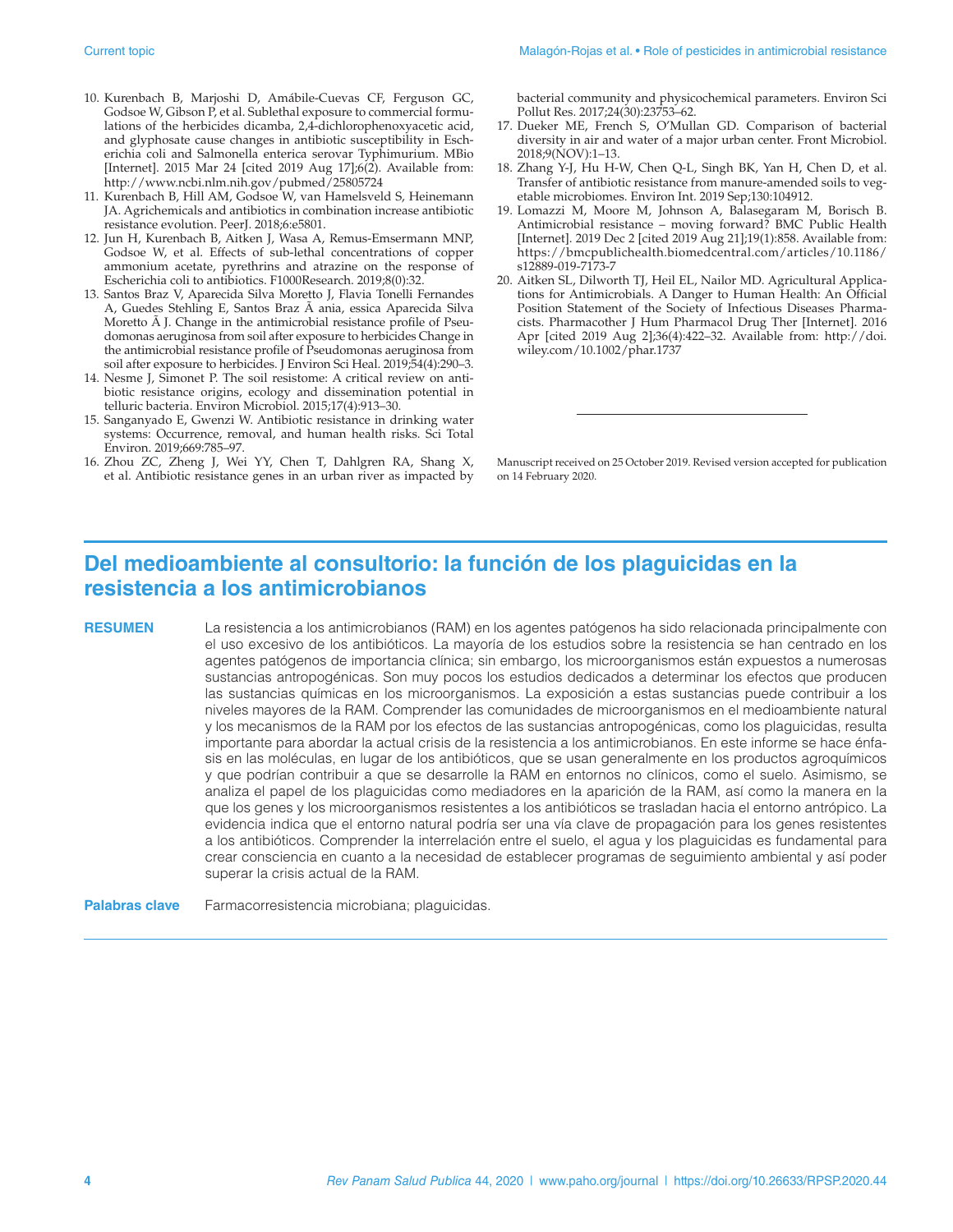10. Kurenbach B, Marjoshi D, Amábile-Cuevas CF, Ferguson GC, Godsoe W, Gibson P, et al. Sublethal exposure to commercial formulations of the herbicides dicamba, 2,4-dichlorophenoxyacetic acid, and glyphosate cause changes in antibiotic susceptibility in Escherichia coli and Salmonella enterica serovar Typhimurium. MBio [Internet]. 2015 Mar 24 [cited 2019 Aug 17];6(2). Available from: http://www.ncbi.nlm.nih.gov/pubmed/25805724
11. Kurenbach B, Hill AM, Godsoe W, van Hamelsveld S, Heinemann JA. Agrichemicals and antibiotics in combination increase antibiotic resistance evolution. PeerJ. 2018;6:e5801.
12. Jun H, Kurenbach B, Aitken J, Wasa A, Remus-Emsermann MNP, Godsoe W, et al. Effects of sub-lethal concentrations of copper ammonium acetate, pyrethrins and atrazine on the response of Escherichia coli to antibiotics. F1000Research. 2019;8(0):32.
13. Santos Braz V, Aparecida Silva Moretto J, Flavia Tonelli Fernandes A, Guedes Stehling E, Santos Braz Ã ania, essica Aparecida Silva Moretto Ã J. Change in the antimicrobial resistance profile of Pseudomonas aeruginosa from soil after exposure to herbicides Change in the antimicrobial resistance profile of Pseudomonas aeruginosa from soil after exposure to herbicides. J Environ Sci Heal. 2019;54(4):290–3.
14. Nesme J, Simonet P. The soil resistome: A critical review on antibiotic resistance origins, ecology and dissemination potential in telluric bacteria. Environ Microbiol. 2015;17(4):913–30.
15. Sanganyado E, Gwenzi W. Antibiotic resistance in drinking water systems: Occurrence, removal, and human health risks. Sci Total Environ. 2019;669:785–97.
16. Zhou ZC, Zheng J, Wei YY, Chen T, Dahlgren RA, Shang X, et al. Antibiotic resistance genes in an urban river as impacted by bacterial community and physicochemical parameters. Environ Sci Pollut Res. 2017;24(30):23753–62.
17. Dueker ME, French S, O'Mullan GD. Comparison of bacterial diversity in air and water of a major urban center. Front Microbiol. 2018;9(NOV):1–13.
18. Zhang Y-J, Hu H-W, Chen Q-L, Singh BK, Yan H, Chen D, et al. Transfer of antibiotic resistance from manure-amended soils to vegetable microbiomes. Environ Int. 2019 Sep;130:104912.
19. Lomazzi M, Moore M, Johnson A, Balasegaram M, Borisch B. Antimicrobial resistance – moving forward? BMC Public Health [Internet]. 2019 Dec 2 [cited 2019 Aug 21];19(1):858. Available from: https://bmcpublichealth.biomedcentral.com/articles/10.1186/s12889-019-7173-7
20. Aitken SL, Dilworth TJ, Heil EL, Nailor MD. Agricultural Applications for Antimicrobials. A Danger to Human Health: An Official Position Statement of the Society of Infectious Diseases Pharmacists. Pharmacother J Hum Pharmacol Drug Ther [Internet]. 2016 Apr [cited 2019 Aug 2];36(4):422–32. Available from: http://doi.wiley.com/10.1002/phar.1737

Manuscript received on 25 October 2019. Revised version accepted for publication on 14 February 2020.

# Del medioambiente al consultorio: la función de los plaguicidas en la resistencia a los antimicrobianos

**RESUMEN** La resistencia a los antimicrobianos (RAM) en los agentes patógenos ha sido relacionada principalmente con el uso excesivo de los antibióticos. La mayoría de los estudios sobre la resistencia se han centrado en los agentes patógenos de importancia clínica; sin embargo, los microorganismos están expuestos a numerosas sustancias antropogénicas. Son muy pocos los estudios dedicados a determinar los efectos que producen las sustancias químicas en los microorganismos. La exposición a estas sustancias puede contribuir a los niveles mayores de la RAM. Comprender las comunidades de microorganismos en el medioambiente natural y los mecanismos de la RAM por los efectos de las sustancias antropogénicas, como los plaguicidas, resulta importante para abordar la actual crisis de la resistencia a los antimicrobianos. En este informe se hace énfasis en las moléculas, en lugar de los antibióticos, que se usan generalmente en los productos agroquímicos y que podrían contribuir a que se desarrolle la RAM en entornos no clínicos, como el suelo. Asimismo, se analiza el papel de los plaguicidas como mediadores en la aparición de la RAM, así como la manera en la que los genes y los microorganismos resistentes a los antibióticos se trasladan hacia el entorno antrópico. La evidencia indica que el entorno natural podría ser una vía clave de propagación para los genes resistentes a los antibióticos. Comprender la interrelación entre el suelo, el agua y los plaguicidas es fundamental para crear consciencia en cuanto a la necesidad de establecer programas de seguimiento ambiental y así poder superar la crisis actual de la RAM.

**Palabras clave** Farmacorresistencia microbiana; plaguicidas.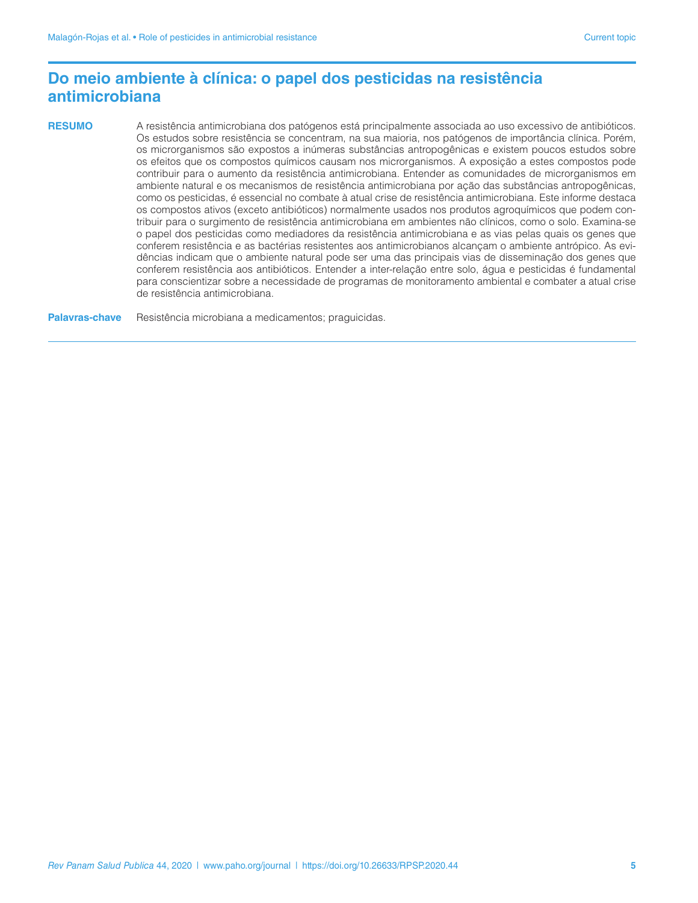# Do meio ambiente à clínica: o papel dos pesticidas na resistência antimicrobiana

**RESUMO**

A resistência antimicrobiana dos patógenos está principalmente associada ao uso excessivo de antibióticos. Os estudos sobre resistência se concentram, na sua maioria, nos patógenos de importância clínica. Porém, os microrganismos são expostos a inúmeras substâncias antropogênicas e existem poucos estudos sobre os efeitos que os compostos químicos causam nos microrganismos. A exposição a estes compostos pode contribuir para o aumento da resistência antimicrobiana. Entender as comunidades de microrganismos em ambiente natural e os mecanismos de resistência antimicrobiana por ação das substâncias antropogênicas, como os pesticidas, é essencial no combate à atual crise de resistência antimicrobiana. Este informe destaca os compostos ativos (exceto antibióticos) normalmente usados nos produtos agroquímicos que podem contribuir para o surgimento de resistência antimicrobiana em ambientes não clínicos, como o solo. Examina-se o papel dos pesticidas como mediadores da resistência antimicrobiana e as vias pelas quais os genes que conferem resistência e as bactérias resistentes aos antimicrobianos alcançam o ambiente antrópico. As evidências indicam que o ambiente natural pode ser uma das principais vias de disseminação dos genes que conferem resistência aos antibióticos. Entender a inter-relação entre solo, água e pesticidas é fundamental para conscientizar sobre a necessidade de programas de monitoramento ambiental e combater a atual crise de resistência antimicrobiana.

**Palavras-chave** Resistência microbiana a medicamentos; praguicidas.